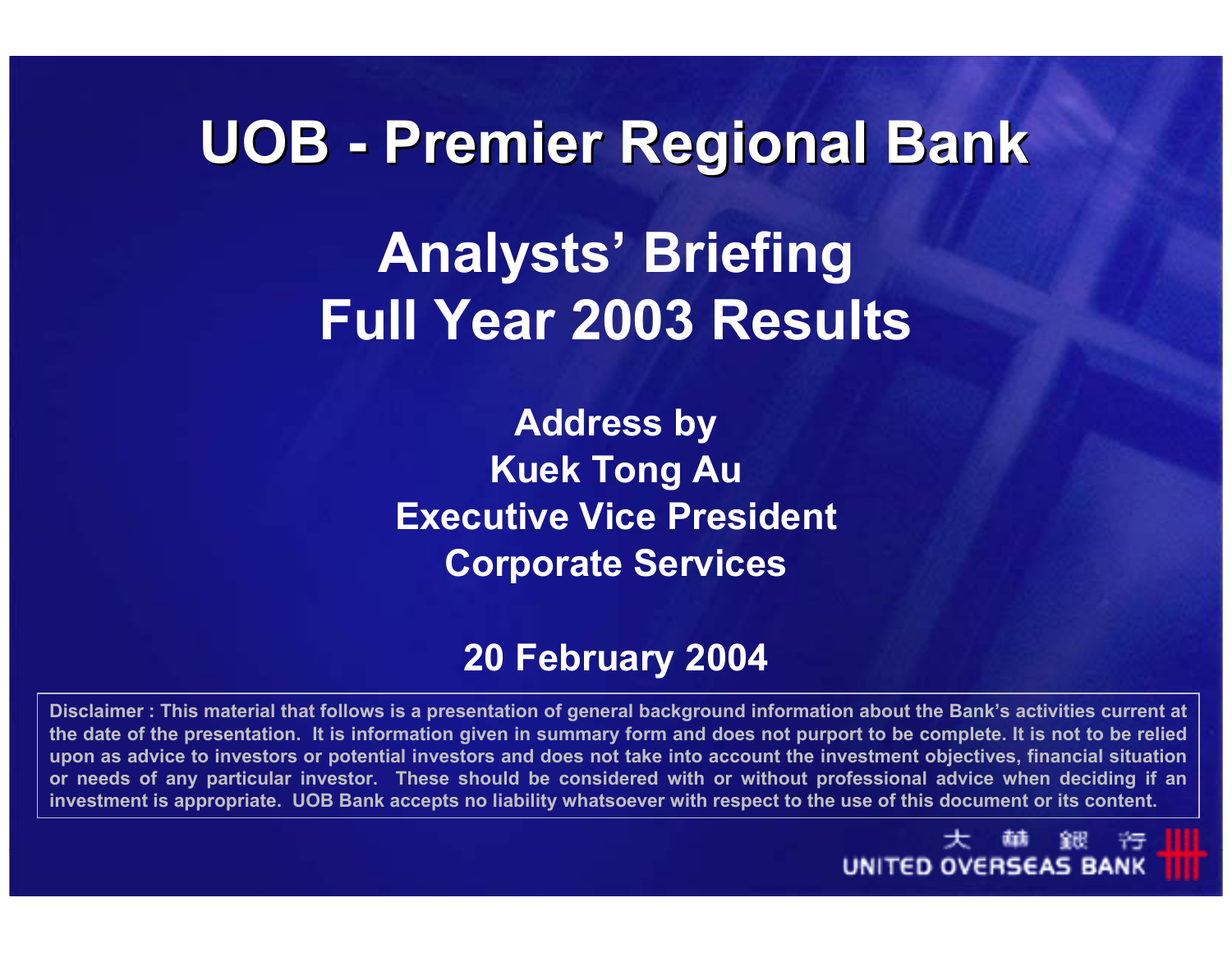# UOB - Premier Regional Bank

## Analysts' Briefing
## Full Year 2003 Results

**Address by**
**Kuek Tong Au**
**Executive Vice President**
**Corporate Services**

**20 February 2004**

**Disclaimer : This material that follows is a presentation of general background information about the Bank's activities current at the date of the presentation. It is information given in summary form and does not purport to be complete. It is not to be relied upon as advice to investors or potential investors and does not take into account the investment objectives, financial situation or needs of any particular investor. These should be considered with or without professional advice when deciding if an investment is appropriate. UOB Bank accepts no liability whatsoever with respect to the use of this document or its content.**

大華銀行
UNITED OVERSEAS BANK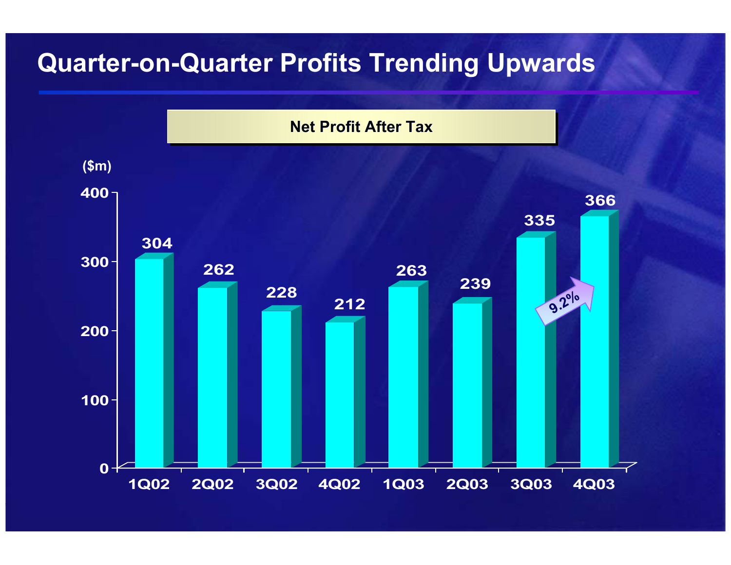# Quarter-on-Quarter Profits Trending Upwards

**Net Profit After Tax**

($m)

| Quarter | Net Profit After Tax ($m) |
|---|---|
| 1Q02 | 304 |
| 2Q02 | 262 |
| 3Q02 | 228 |
| 4Q02 | 212 |
| 1Q03 | 263 |
| 2Q03 | 239 |
| 3Q03 | 335 |
| 4Q03 | 366 |

9.2%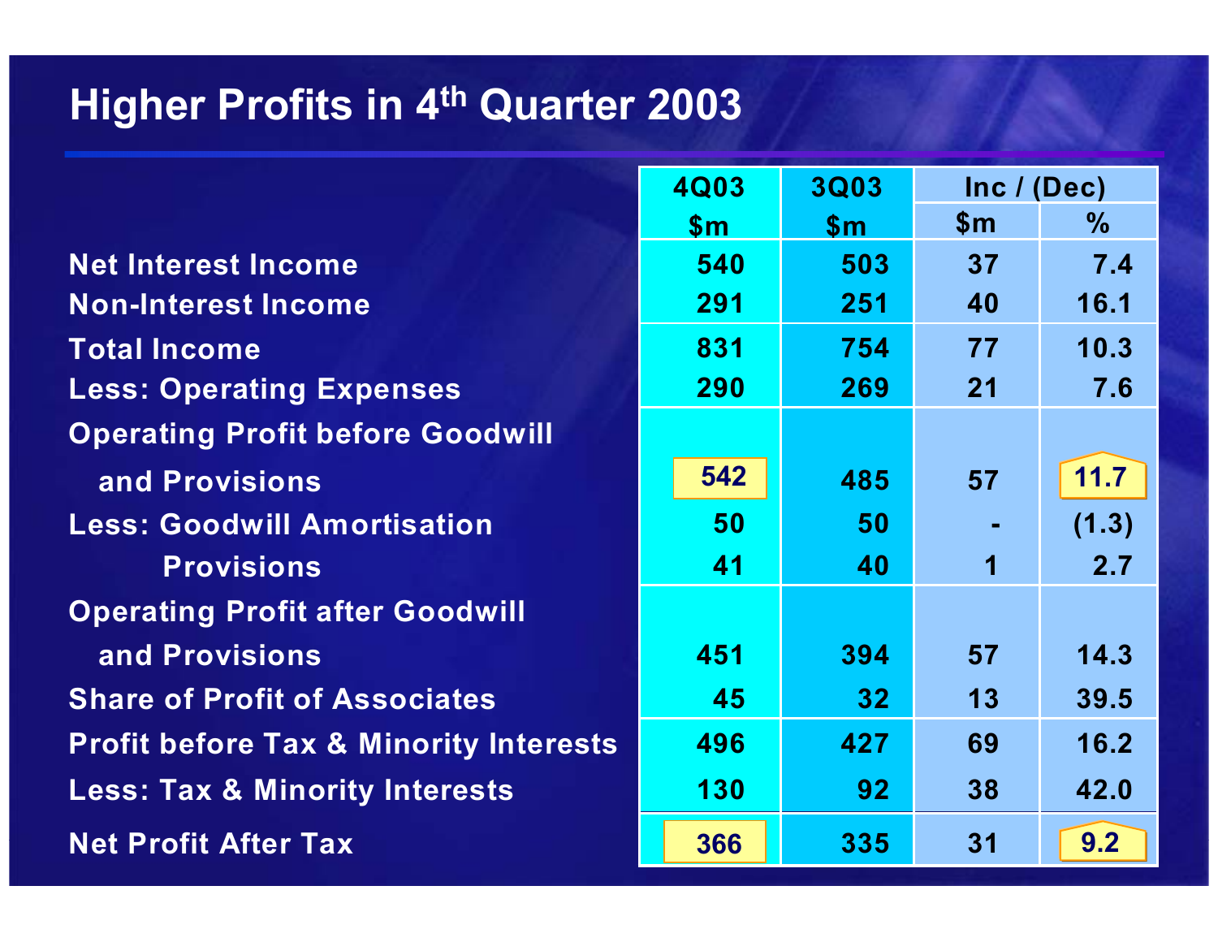# Higher Profits in 4th Quarter 2003

| | 4Q03 | 3Q03 | Inc / (Dec) | |
|---|---|---|---|---|
| | $m | $m | $m | % |
| Net Interest Income | 540 | 503 | 37 | 7.4 |
| Non-Interest Income | 291 | 251 | 40 | 16.1 |
| Total Income | 831 | 754 | 77 | 10.3 |
| Less: Operating Expenses | 290 | 269 | 21 | 7.6 |
| Operating Profit before Goodwill and Provisions | 542 | 485 | 57 | 11.7 |
| Less: Goodwill Amortisation | 50 | 50 | - | (1.3) |
| Provisions | 41 | 40 | 1 | 2.7 |
| Operating Profit after Goodwill and Provisions | 451 | 394 | 57 | 14.3 |
| Share of Profit of Associates | 45 | 32 | 13 | 39.5 |
| Profit before Tax & Minority Interests | 496 | 427 | 69 | 16.2 |
| Less: Tax & Minority Interests | 130 | 92 | 38 | 42.0 |
| Net Profit After Tax | 366 | 335 | 31 | 9.2 |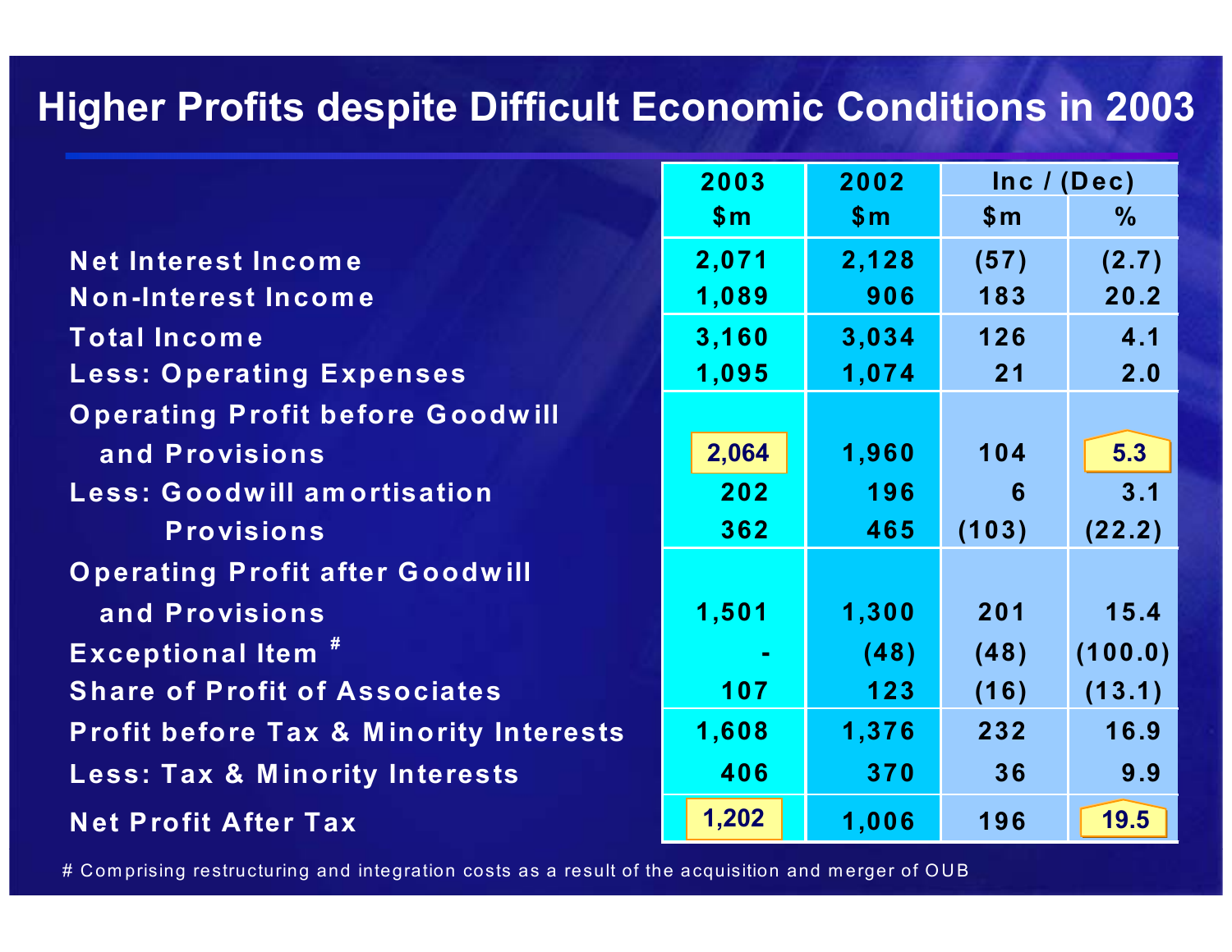# Higher Profits despite Difficult Economic Conditions in 2003

| | 2003 | 2002 | Inc / (Dec) | |
|---|---|---|---|---|
| | $m | $m | $m | % |
| Net Interest Income | 2,071 | 2,128 | (57) | (2.7) |
| Non-Interest Income | 1,089 | 906 | 183 | 20.2 |
| Total Income | 3,160 | 3,034 | 126 | 4.1 |
| Less: Operating Expenses | 1,095 | 1,074 | 21 | 2.0 |
| Operating Profit before Goodwill and Provisions | 2,064 | 1,960 | 104 | 5.3 |
| Less: Goodwill amortisation | 202 | 196 | 6 | 3.1 |
| Provisions | 362 | 465 | (103) | (22.2) |
| Operating Profit after Goodwill and Provisions | 1,501 | 1,300 | 201 | 15.4 |
| Exceptional Item # | - | (48) | (48) | (100.0) |
| Share of Profit of Associates | 107 | 123 | (16) | (13.1) |
| Profit before Tax & Minority Interests | 1,608 | 1,376 | 232 | 16.9 |
| Less: Tax & Minority Interests | 406 | 370 | 36 | 9.9 |
| Net Profit After Tax | 1,202 | 1,006 | 196 | 19.5 |

# Comprising restructuring and integration costs as a result of the acquisition and merger of OUB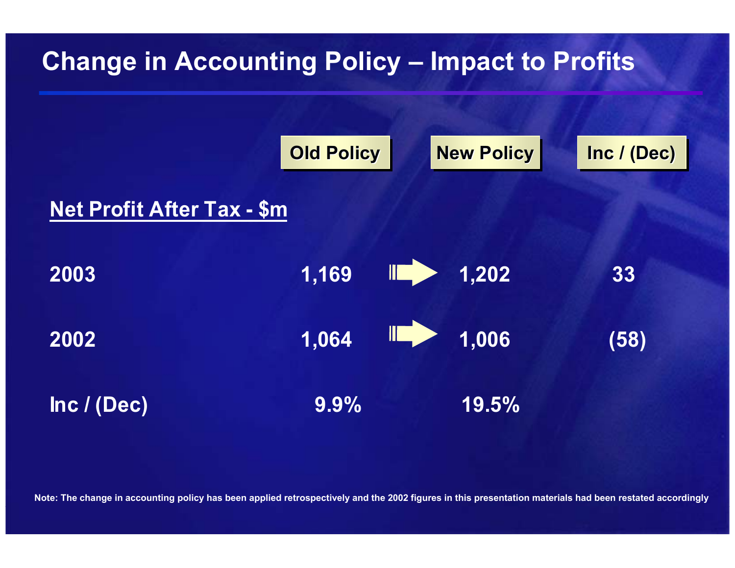# Change in Accounting Policy – Impact to Profits

| Net Profit After Tax - $m | Old Policy | New Policy | Inc / (Dec) |
|---|---|---|---|
| 2003 | 1,169 | 1,202 | 33 |
| 2002 | 1,064 | 1,006 | (58) |
| Inc / (Dec) | 9.9% | 19.5% | |

Note: The change in accounting policy has been applied retrospectively and the 2002 figures in this presentation materials had been restated accordingly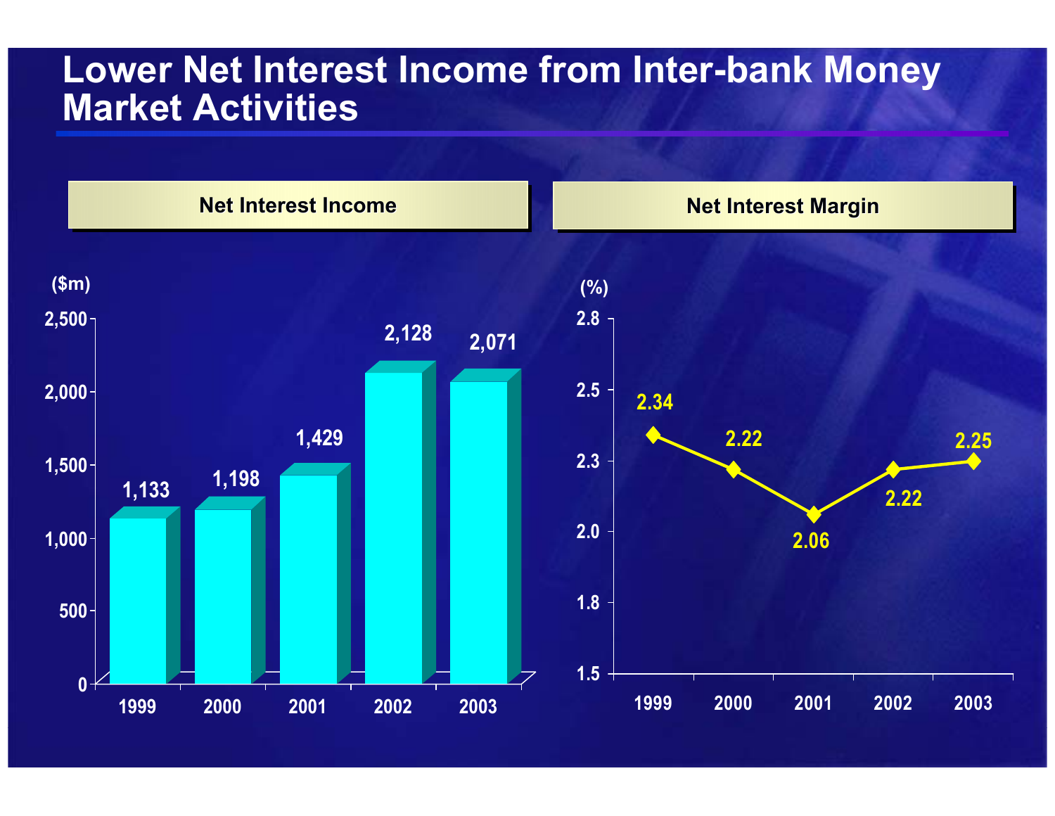# Lower Net Interest Income from Inter-bank Money Market Activities

## Net Interest Income

($m)

| Year | Net Interest Income ($m) |
|---|---|
| 1999 | 1,133 |
| 2000 | 1,198 |
| 2001 | 1,429 |
| 2002 | 2,128 |
| 2003 | 2,071 |

## Net Interest Margin

(%)

| Year | Net Interest Margin (%) |
|---|---|
| 1999 | 2.34 |
| 2000 | 2.22 |
| 2001 | 2.06 |
| 2002 | 2.22 |
| 2003 | 2.25 |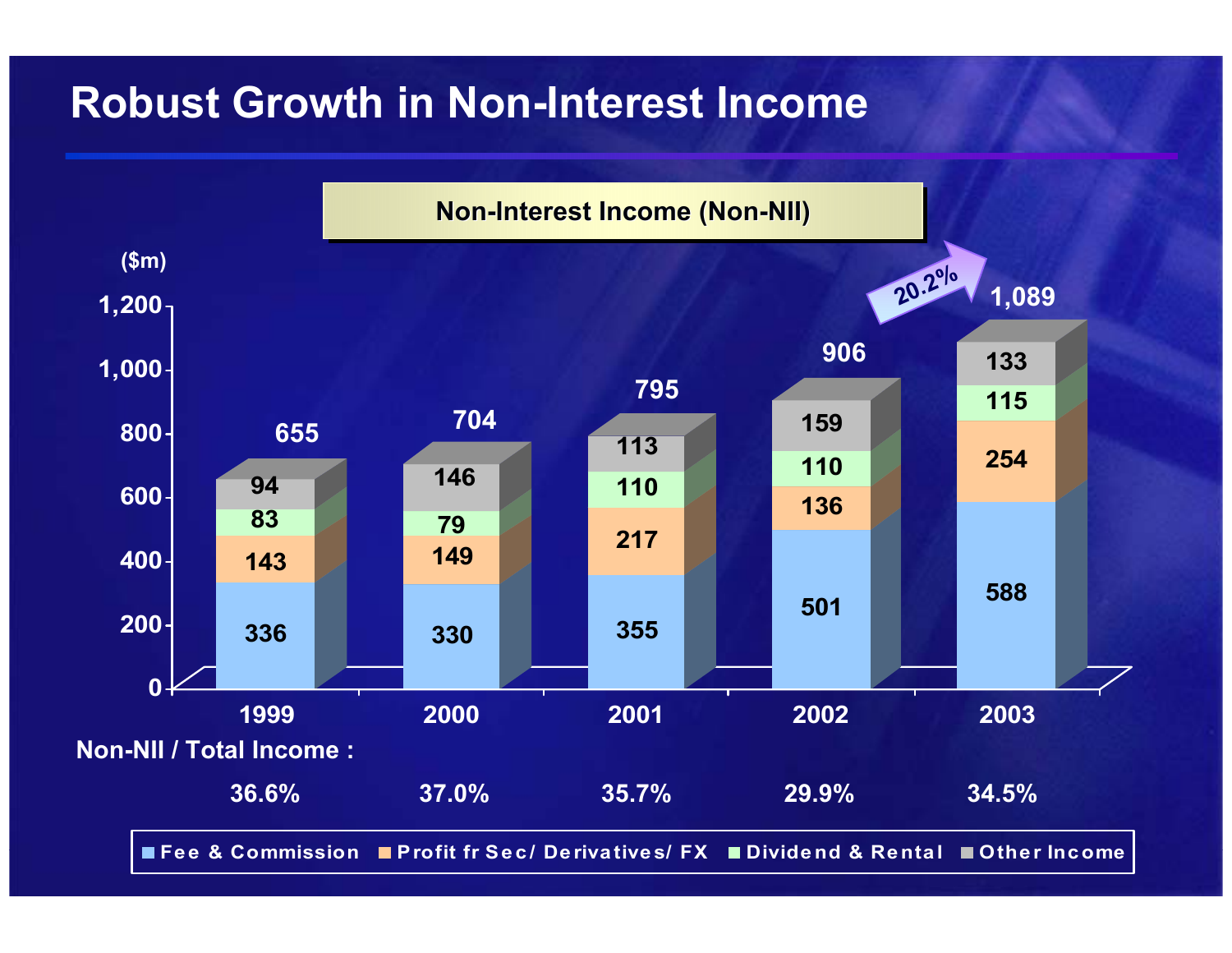# Robust Growth in Non-Interest Income

**Non-Interest Income (Non-NII)**

($m)

| | 1999 | 2000 | 2001 | 2002 | 2003 |
|---|---|---|---|---|---|
| Fee & Commission | 336 | 330 | 355 | 501 | 588 |
| Profit fr Sec/ Derivatives/ FX | 143 | 149 | 217 | 136 | 254 |
| Dividend & Rental | 83 | 79 | 110 | 110 | 115 |
| Other Income | 94 | 146 | 113 | 159 | 133 |
| Total | 655 | 704 | 795 | 906 | 1,089 |
| Non-NII / Total Income : | 36.6% | 37.0% | 35.7% | 29.9% | 34.5% |

20.2%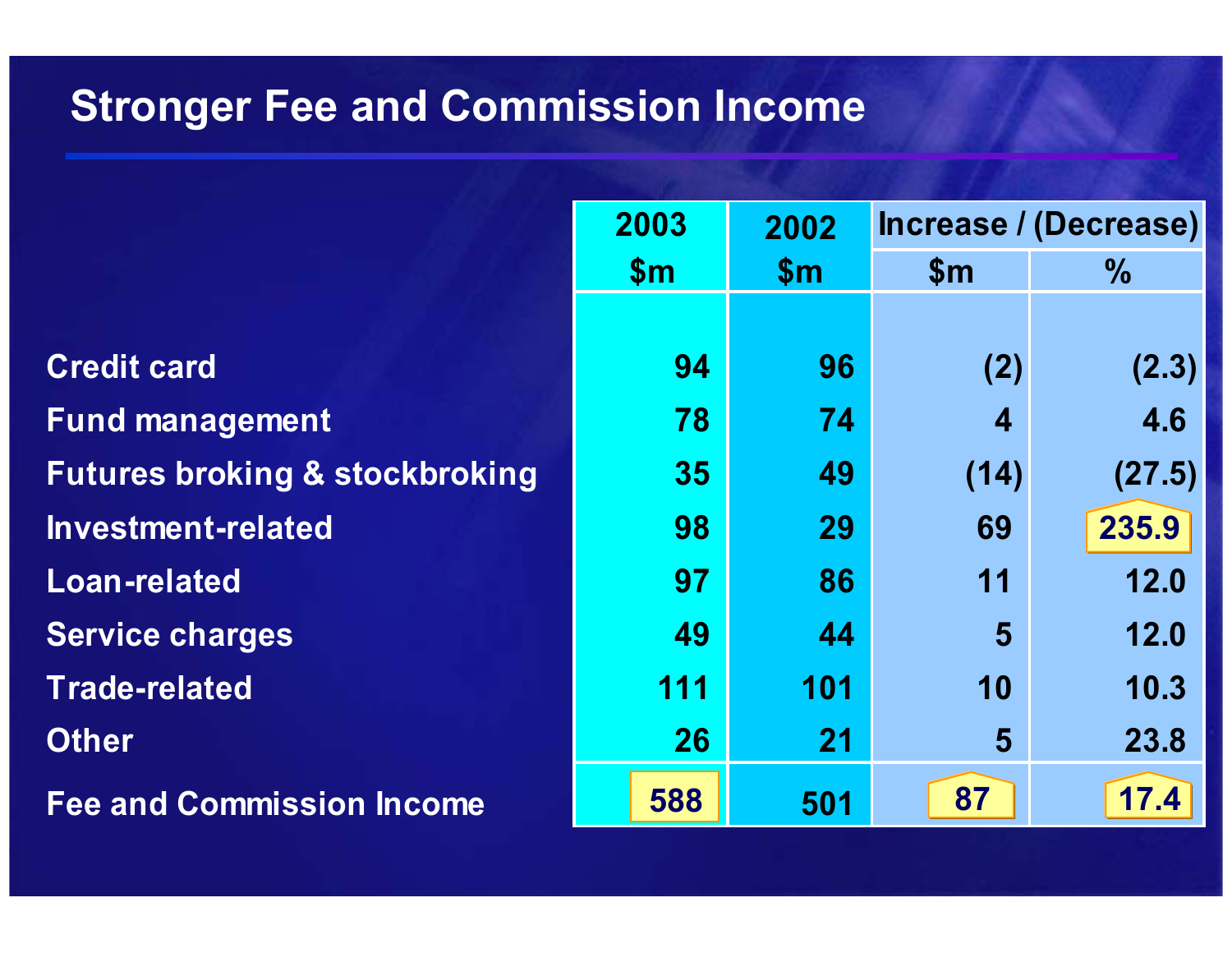# Stronger Fee and Commission Income

| | 2003 | 2002 | Increase / (Decrease) | |
|---|---|---|---|---|
| | $m | $m | $m | % |
| Credit card | 94 | 96 | (2) | (2.3) |
| Fund management | 78 | 74 | 4 | 4.6 |
| Futures broking & stockbroking | 35 | 49 | (14) | (27.5) |
| Investment-related | 98 | 29 | 69 | 235.9 |
| Loan-related | 97 | 86 | 11 | 12.0 |
| Service charges | 49 | 44 | 5 | 12.0 |
| Trade-related | 111 | 101 | 10 | 10.3 |
| Other | 26 | 21 | 5 | 23.8 |
| Fee and Commission Income | 588 | 501 | 87 | 17.4 |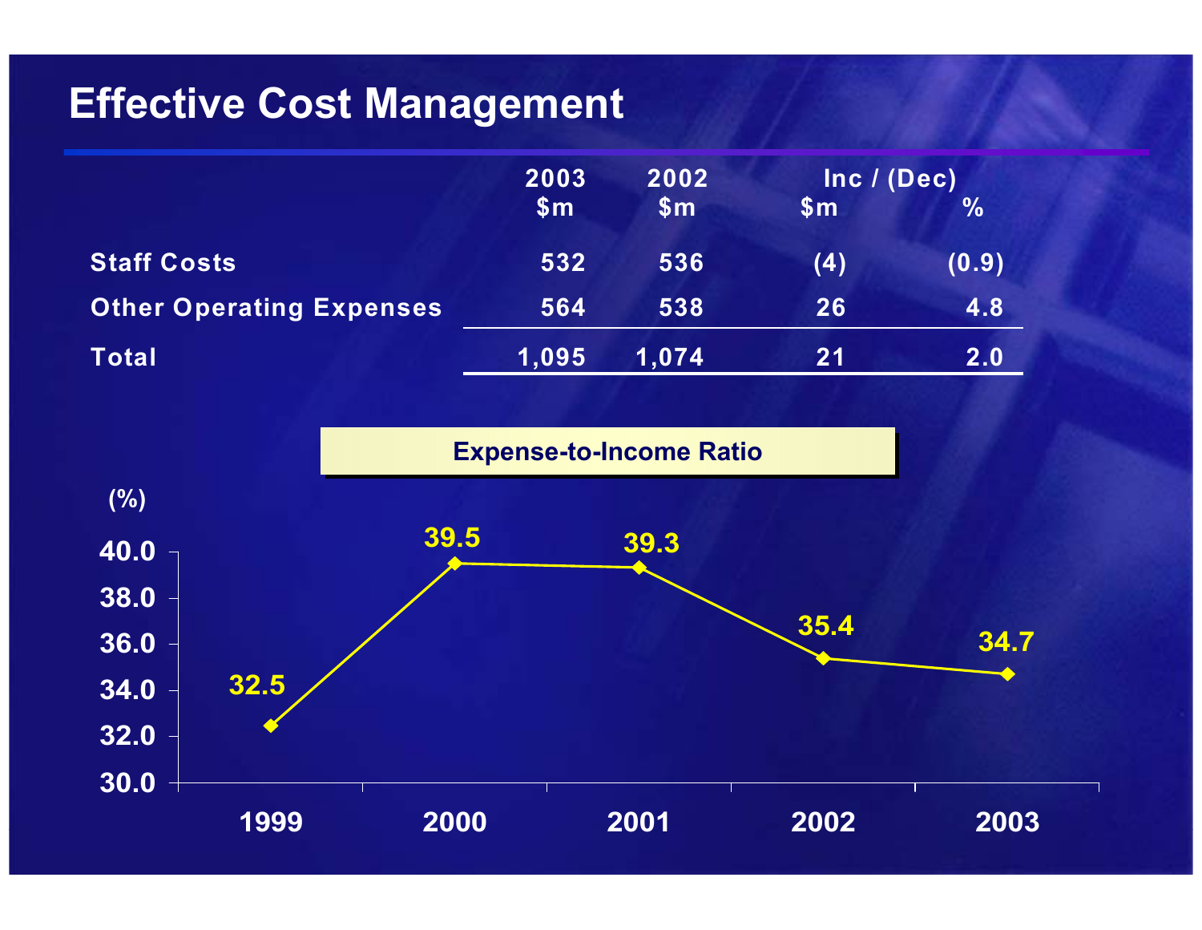# Effective Cost Management

| | 2003 $m | 2002 $m | Inc / (Dec) $m | Inc / (Dec) % |
|---|---|---|---|---|
| Staff Costs | 532 | 536 | (4) | (0.9) |
| Other Operating Expenses | 564 | 538 | 26 | 4.8 |
| Total | 1,095 | 1,074 | 21 | 2.0 |

**Expense-to-Income Ratio**

| Year | (%) |
|---|---|
| 1999 | 32.5 |
| 2000 | 39.5 |
| 2001 | 39.3 |
| 2002 | 35.4 |
| 2003 | 34.7 |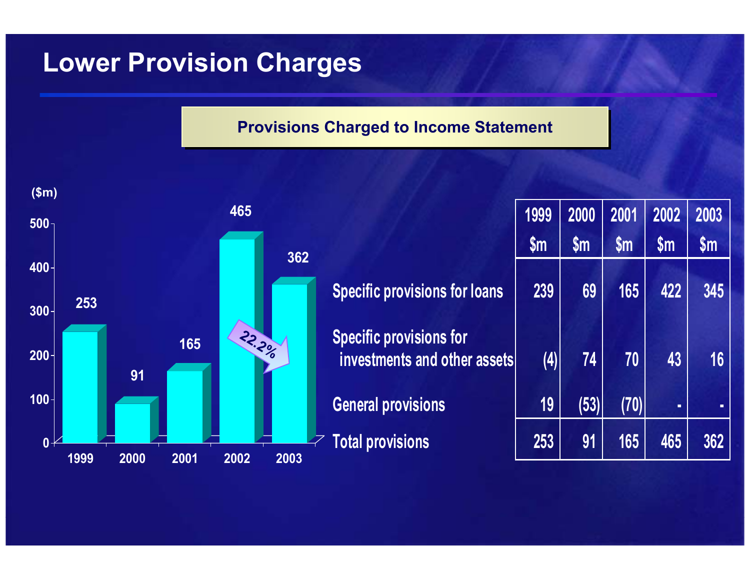# Lower Provision Charges

## Provisions Charged to Income Statement

($m)

| Year | 1999 | 2000 | 2001 | 2002 | 2003 |
|---|---|---|---|---|---|
| Total ($m) | 253 | 91 | 165 | 465 | 362 |

22.2%

| | 1999 $m | 2000 $m | 2001 $m | 2002 $m | 2003 $m |
|---|---|---|---|---|---|
| Specific provisions for loans | 239 | 69 | 165 | 422 | 345 |
| Specific provisions for investments and other assets | (4) | 74 | 70 | 43 | 16 |
| General provisions | 19 | (53) | (70) | - | - |
| Total provisions | 253 | 91 | 165 | 465 | 362 |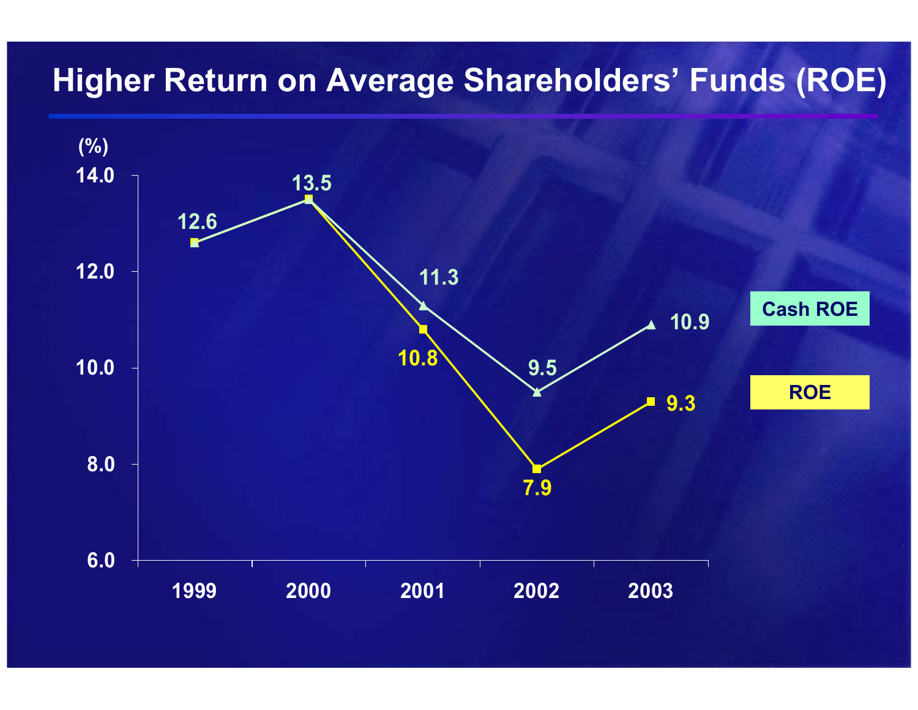# Higher Return on Average Shareholders' Funds (ROE)

(%)

| Year | Cash ROE | ROE |
|---|---|---|
| 1999 | 12.6 | 12.6 |
| 2000 | 13.5 | 13.5 |
| 2001 | 11.3 | 10.8 |
| 2002 | 9.5 | 7.9 |
| 2003 | 10.9 | 9.3 |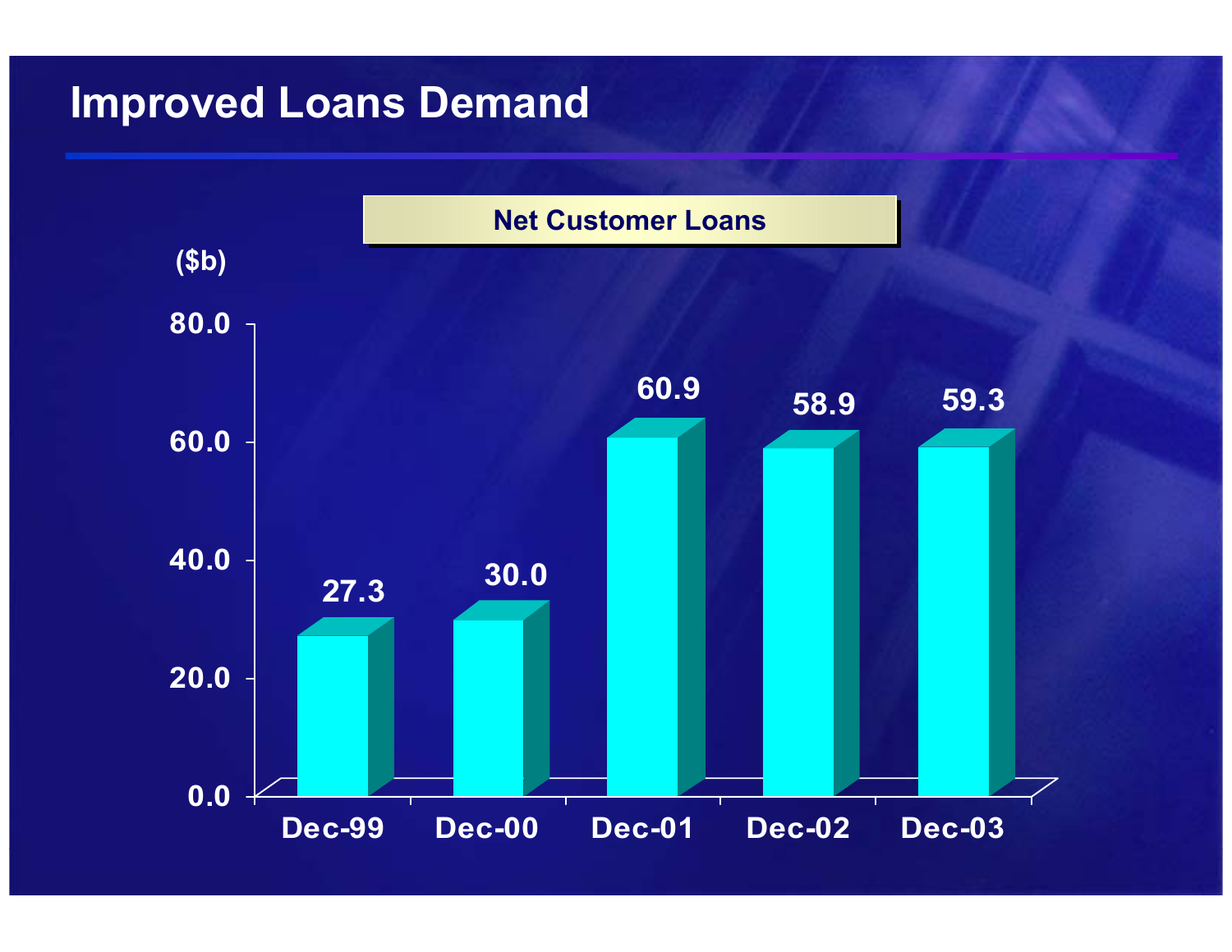# Improved Loans Demand

**Net Customer Loans**

($b)

| | Dec-99 | Dec-00 | Dec-01 | Dec-02 | Dec-03 |
|---|---|---|---|---|---|
| Net Customer Loans ($b) | 27.3 | 30.0 | 60.9 | 58.9 | 59.3 |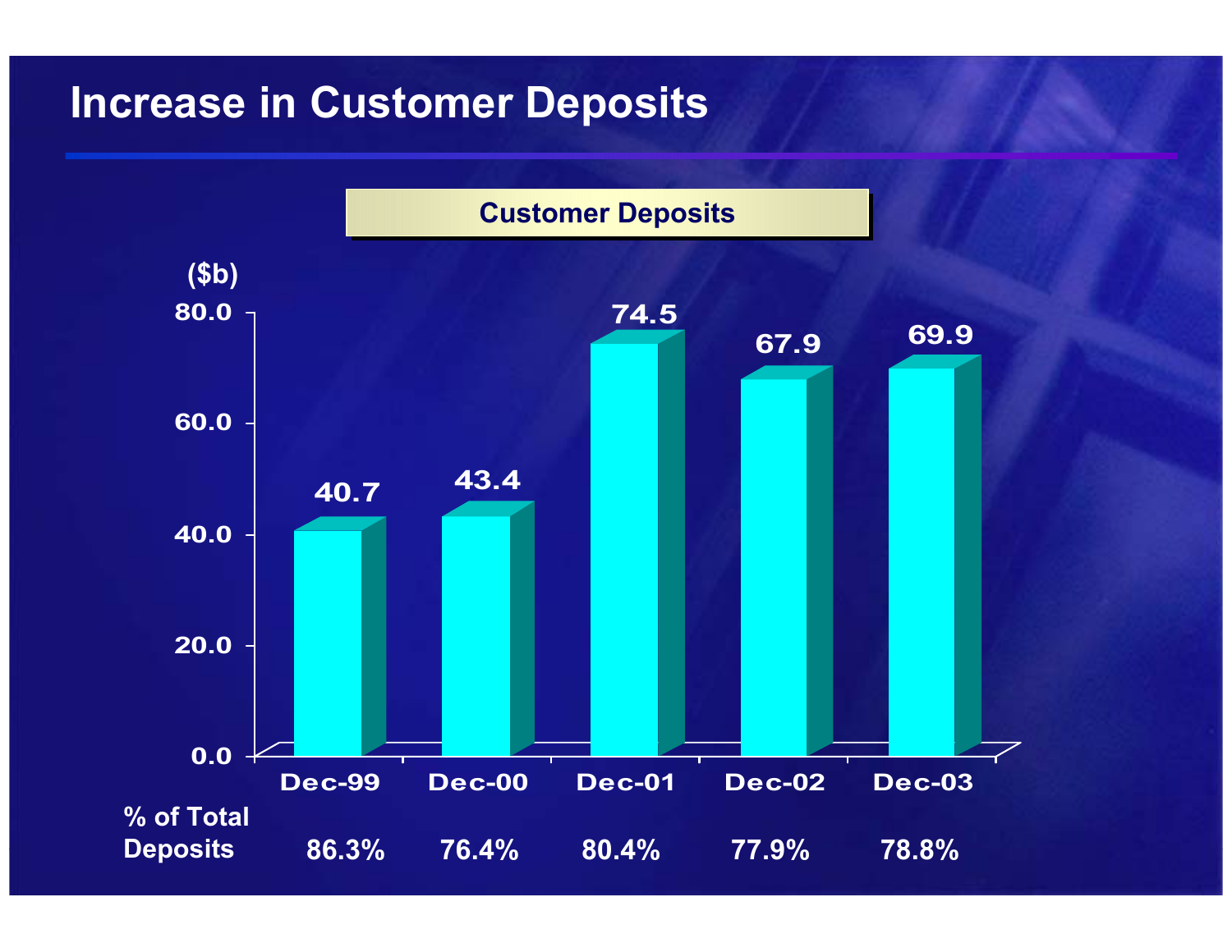# Increase in Customer Deposits

**Customer Deposits**

($b)

| | Dec-99 | Dec-00 | Dec-01 | Dec-02 | Dec-03 |
|---|---|---|---|---|---|
| Customer Deposits ($b) | 40.7 | 43.4 | 74.5 | 67.9 | 69.9 |
| % of Total Deposits | 86.3% | 76.4% | 80.4% | 77.9% | 78.8% |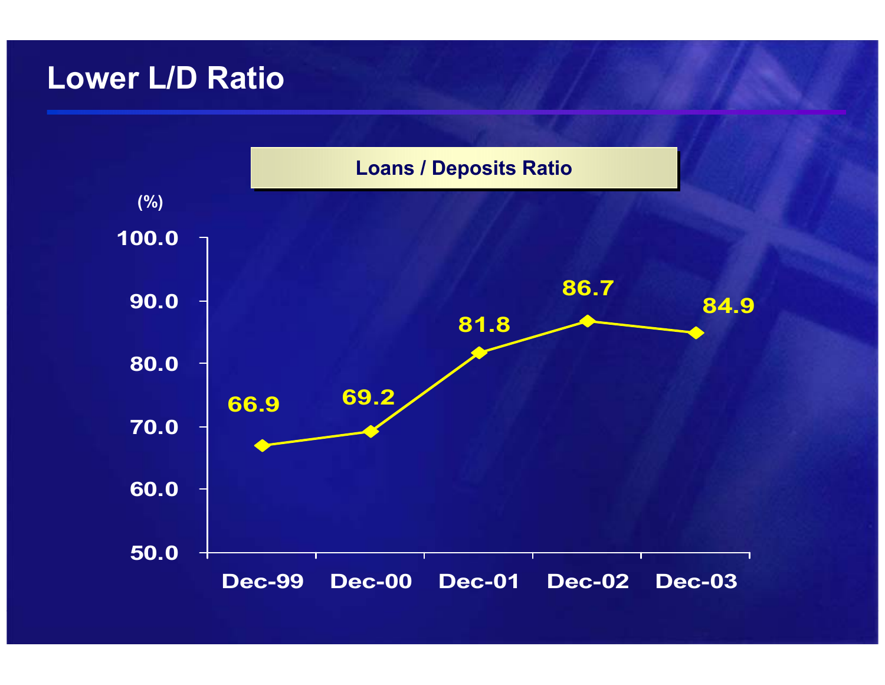# Lower L/D Ratio

**Loans / Deposits Ratio**

(%)

| | Dec-99 | Dec-00 | Dec-01 | Dec-02 | Dec-03 |
|---|---|---|---|---|---|
| Loans / Deposits Ratio | 66.9 | 69.2 | 81.8 | 86.7 | 84.9 |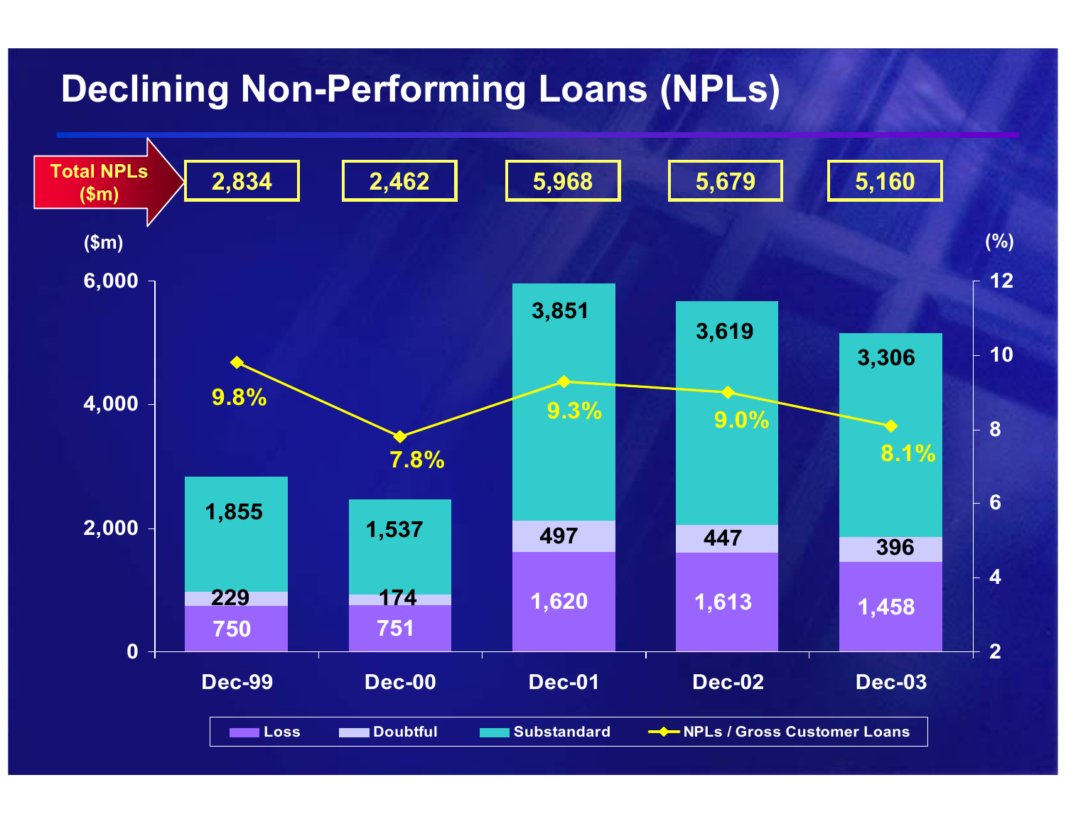# Declining Non-Performing Loans (NPLs)

| | Dec-99 | Dec-00 | Dec-01 | Dec-02 | Dec-03 |
|---|---|---|---|---|---|
| Total NPLs ($m) | 2,834 | 2,462 | 5,968 | 5,679 | 5,160 |
| Substandard | 1,855 | 1,537 | 3,851 | 3,619 | 3,306 |
| Doubtful | 229 | 174 | 497 | 447 | 396 |
| Loss | 750 | 751 | 1,620 | 1,613 | 1,458 |
| NPLs / Gross Customer Loans | 9.8% | 7.8% | 9.3% | 9.0% | 8.1% |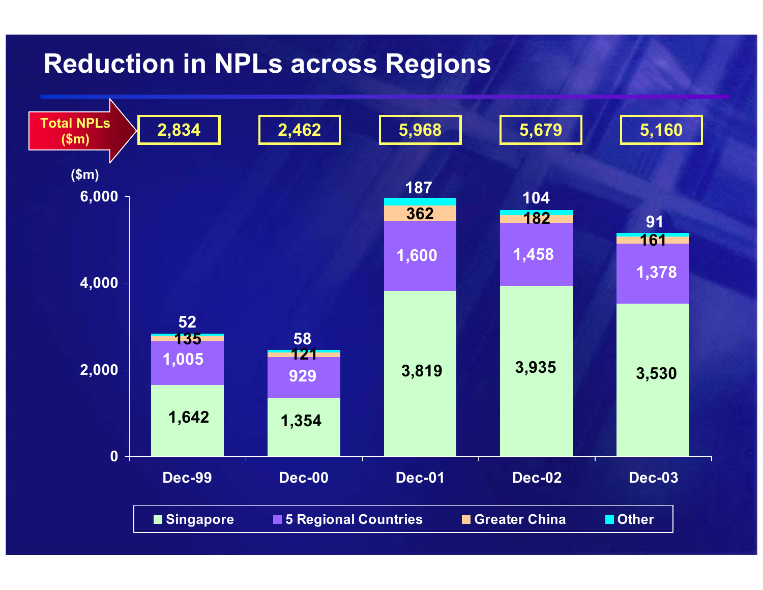# Reduction in NPLs across Regions

| ($m) | Dec-99 | Dec-00 | Dec-01 | Dec-02 | Dec-03 |
|---|---|---|---|---|---|
| Total NPLs ($m) | 2,834 | 2,462 | 5,968 | 5,679 | 5,160 |
| Singapore | 1,642 | 1,354 | 3,819 | 3,935 | 3,530 |
| 5 Regional Countries | 1,005 | 929 | 1,600 | 1,458 | 1,378 |
| Greater China | 135 | 121 | 362 | 182 | 161 |
| Other | 52 | 58 | 187 | 104 | 91 |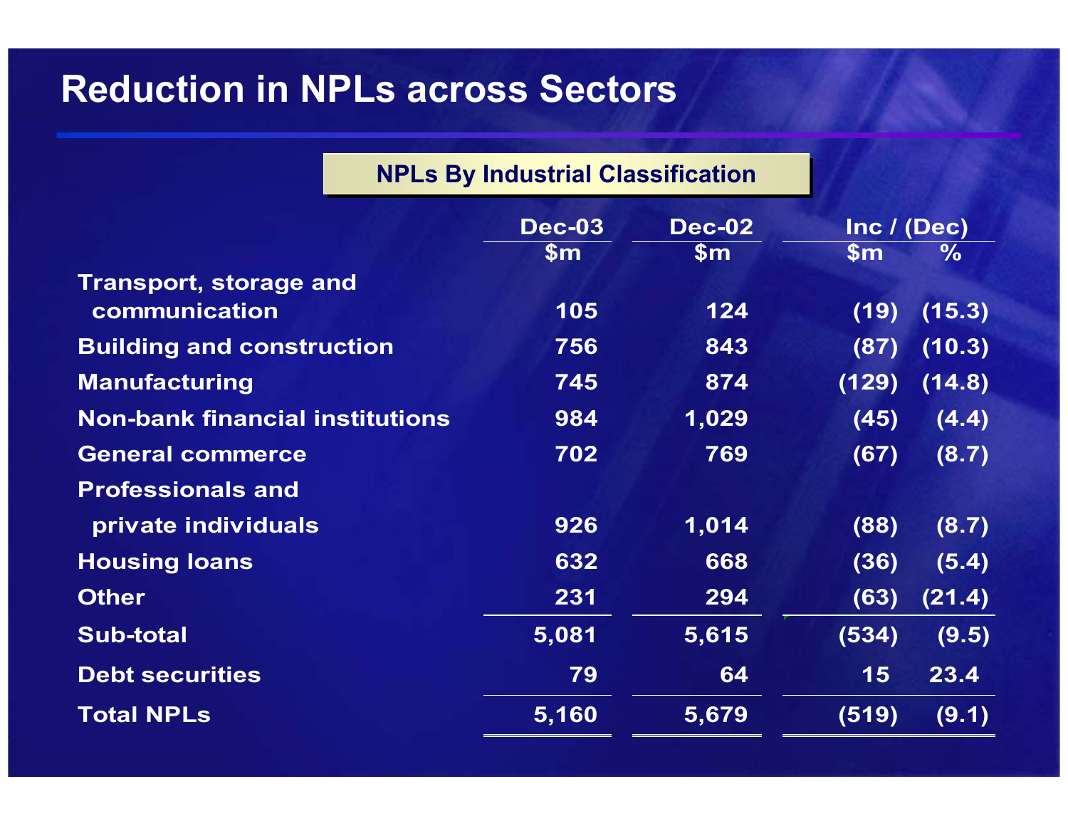# Reduction in NPLs across Sectors

## NPLs By Industrial Classification

| | Dec-03 | Dec-02 | Inc / (Dec) | |
|---|---|---|---|---|
| | $m | $m | $m | % |
| Transport, storage and communication | 105 | 124 | (19) | (15.3) |
| Building and construction | 756 | 843 | (87) | (10.3) |
| Manufacturing | 745 | 874 | (129) | (14.8) |
| Non-bank financial institutions | 984 | 1,029 | (45) | (4.4) |
| General commerce | 702 | 769 | (67) | (8.7) |
| Professionals and private individuals | 926 | 1,014 | (88) | (8.7) |
| Housing loans | 632 | 668 | (36) | (5.4) |
| Other | 231 | 294 | (63) | (21.4) |
| Sub-total | 5,081 | 5,615 | (534) | (9.5) |
| Debt securities | 79 | 64 | 15 | 23.4 |
| Total NPLs | 5,160 | 5,679 | (519) | (9.1) |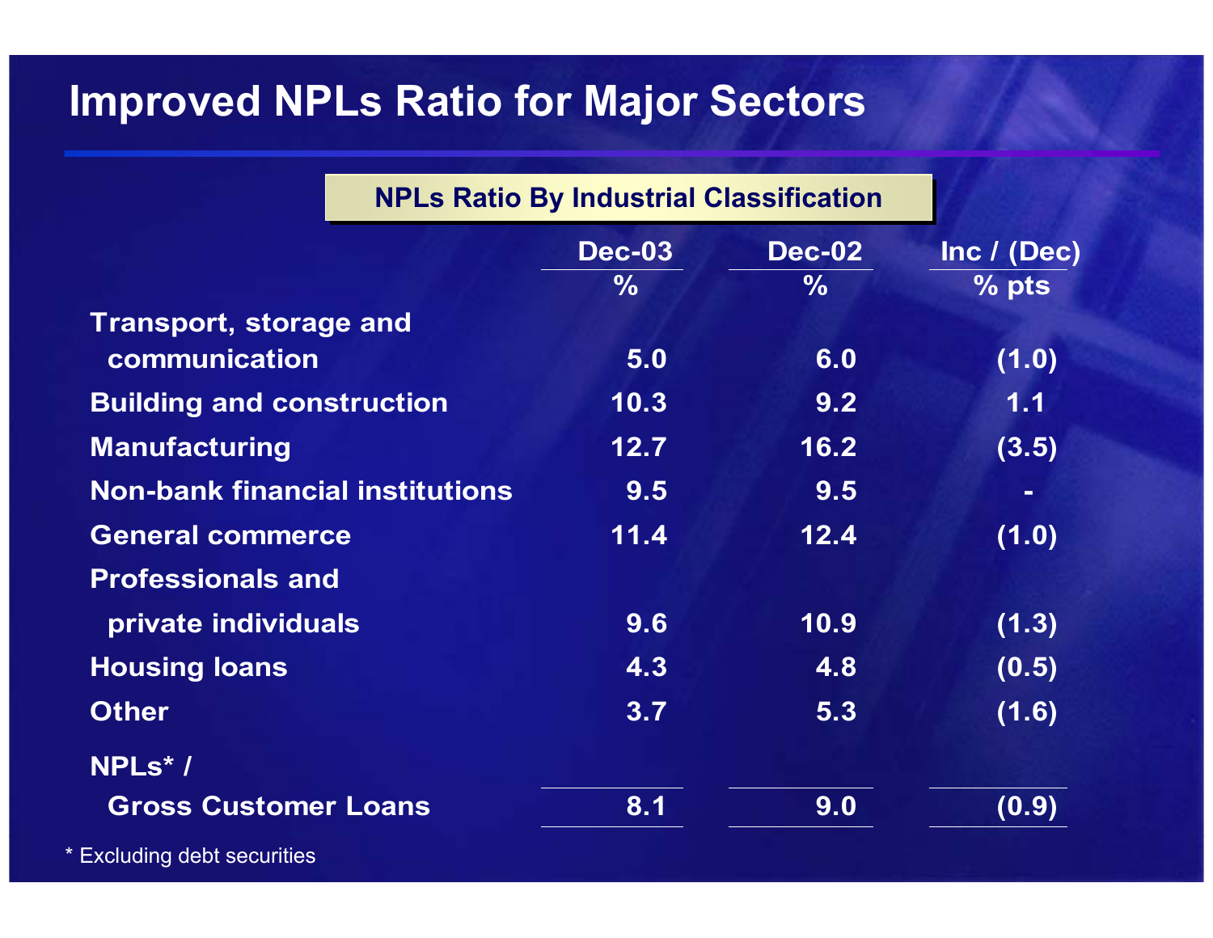# Improved NPLs Ratio for Major Sectors

**NPLs Ratio By Industrial Classification**

| | Dec-03 | Dec-02 | Inc / (Dec) |
|---|---|---|---|
| | % | % | % pts |
| Transport, storage and communication | 5.0 | 6.0 | (1.0) |
| Building and construction | 10.3 | 9.2 | 1.1 |
| Manufacturing | 12.7 | 16.2 | (3.5) |
| Non-bank financial institutions | 9.5 | 9.5 | - |
| General commerce | 11.4 | 12.4 | (1.0) |
| Professionals and private individuals | 9.6 | 10.9 | (1.3) |
| Housing loans | 4.3 | 4.8 | (0.5) |
| Other | 3.7 | 5.3 | (1.6) |
| NPLs* / Gross Customer Loans | 8.1 | 9.0 | (0.9) |

\* Excluding debt securities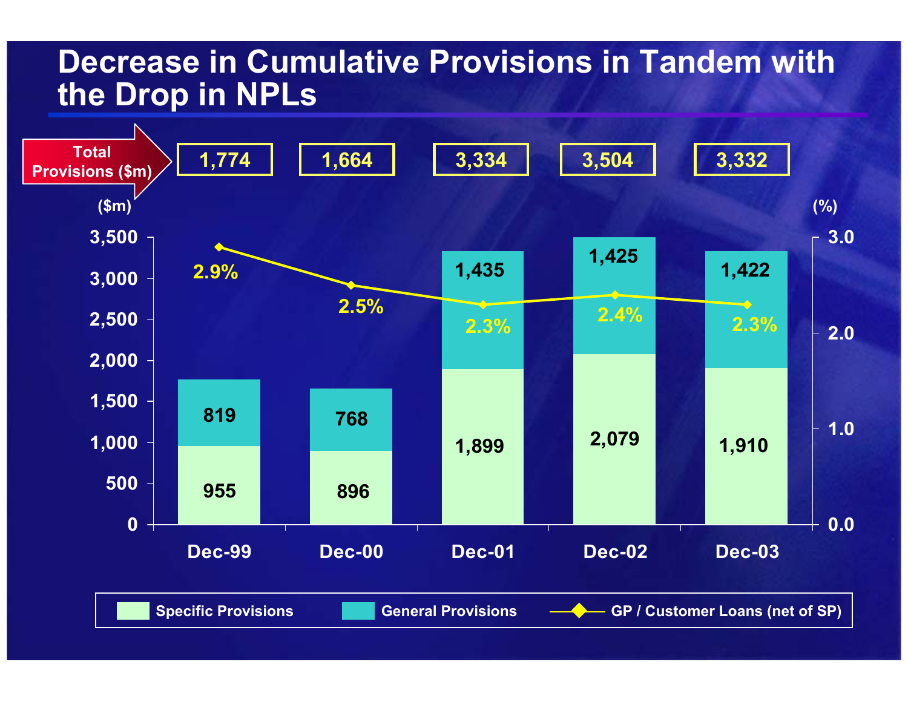# Decrease in Cumulative Provisions in Tandem with the Drop in NPLs

| | Dec-99 | Dec-00 | Dec-01 | Dec-02 | Dec-03 |
|---|---|---|---|---|---|
| Total Provisions ($m) | 1,774 | 1,664 | 3,334 | 3,504 | 3,332 |
| Specific Provisions ($m) | 955 | 896 | 1,899 | 2,079 | 1,910 |
| General Provisions ($m) | 819 | 768 | 1,435 | 1,425 | 1,422 |
| GP / Customer Loans (net of SP) (%) | 2.9% | 2.5% | 2.3% | 2.4% | 2.3% |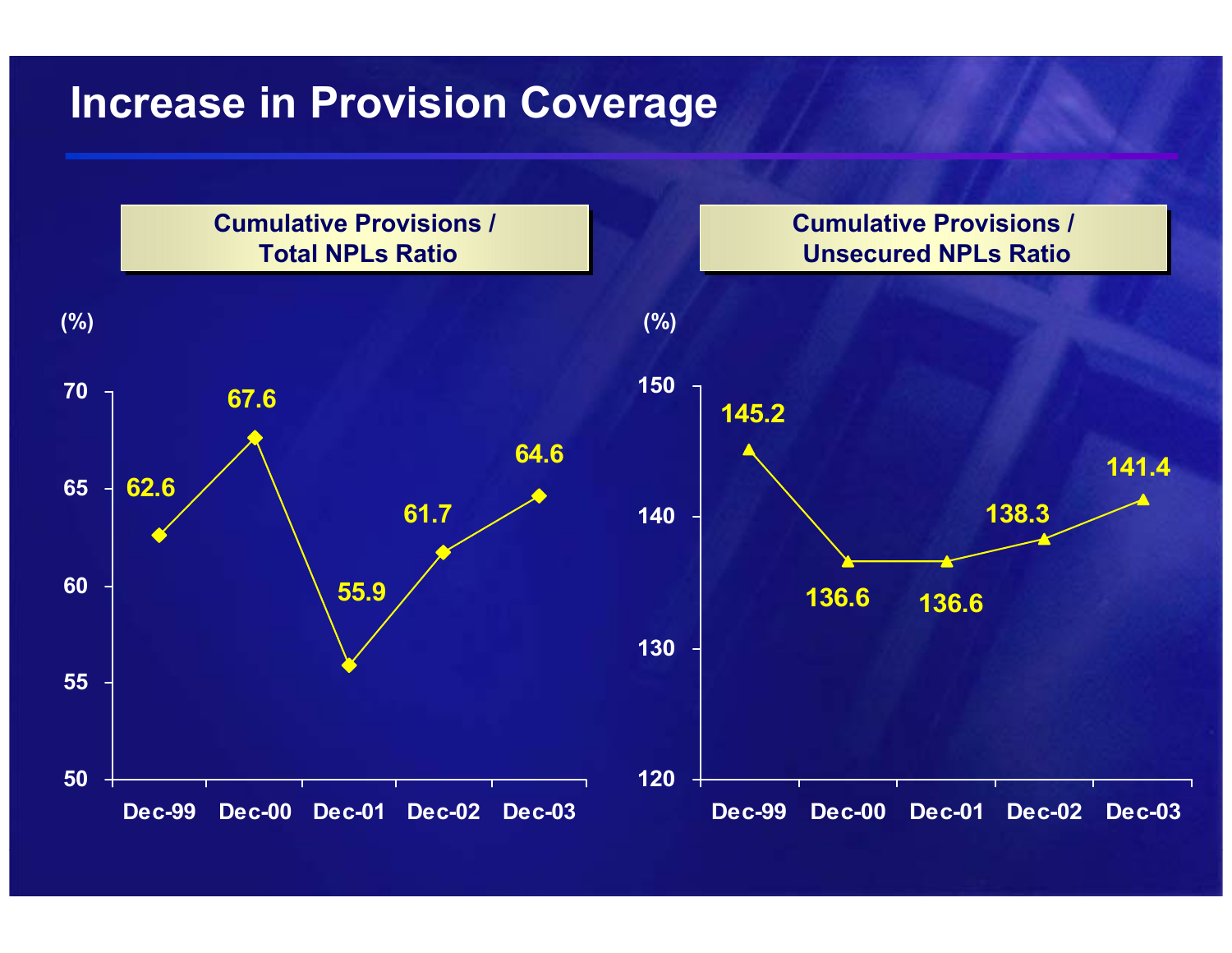# Increase in Provision Coverage

**Cumulative Provisions / Total NPLs Ratio**

(%)

| | Dec-99 | Dec-00 | Dec-01 | Dec-02 | Dec-03 |
|---|---|---|---|---|---|
| Cumulative Provisions / Total NPLs Ratio | 62.6 | 67.6 | 55.9 | 61.7 | 64.6 |

**Cumulative Provisions / Unsecured NPLs Ratio**

(%)

| | Dec-99 | Dec-00 | Dec-01 | Dec-02 | Dec-03 |
|---|---|---|---|---|---|
| Cumulative Provisions / Unsecured NPLs Ratio | 145.2 | 136.6 | 136.6 | 138.3 | 141.4 |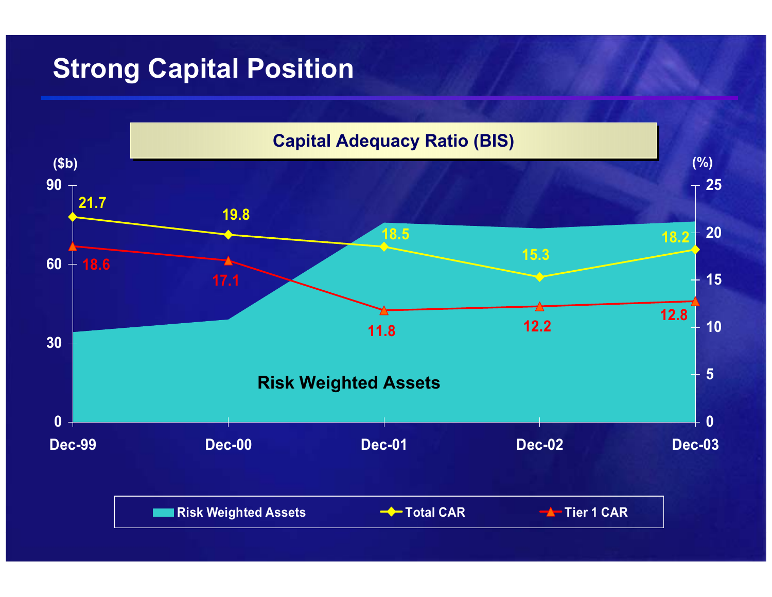# Strong Capital Position

## Capital Adequacy Ratio (BIS)

| | Dec-99 | Dec-00 | Dec-01 | Dec-02 | Dec-03 |
|---|---|---|---|---|---|
| Total CAR (%) | 21.7 | 19.8 | 18.5 | 15.3 | 18.2 |
| Tier 1 CAR (%) | 18.6 | 17.1 | 11.8 | 12.2 | 12.8 |

Risk Weighted Assets ($b)

Legend: Risk Weighted Assets, Total CAR, Tier 1 CAR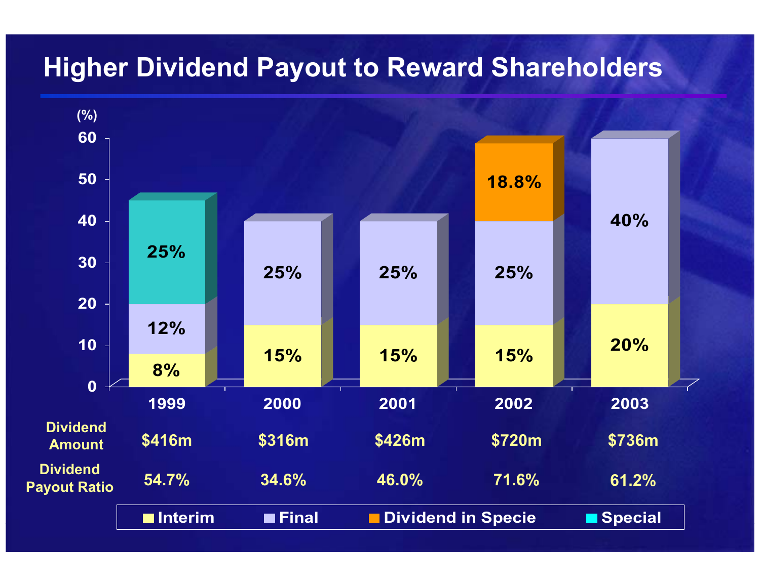# Higher Dividend Payout to Reward Shareholders

(%)

| | 1999 | 2000 | 2001 | 2002 | 2003 |
|---|---|---|---|---|---|
| Interim | 8% | 15% | 15% | 15% | 20% |
| Final | 12% | 25% | 25% | 25% | 40% |
| Dividend in Specie | | | | 18.8% | |
| Special | 25% | | | | |
| Dividend Amount | $416m | $316m | $426m | $720m | $736m |
| Dividend Payout Ratio | 54.7% | 34.6% | 46.0% | 71.6% | 61.2% |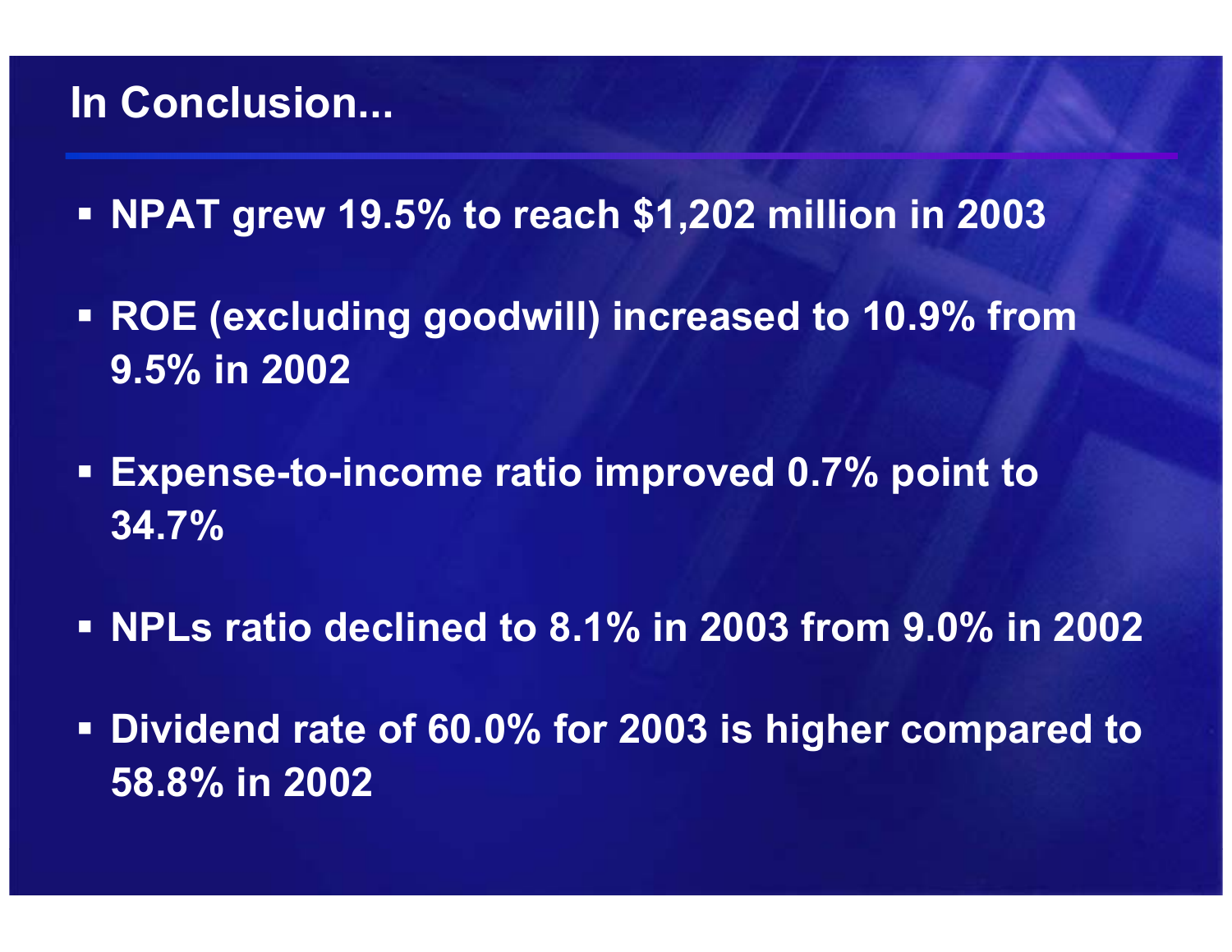# In Conclusion...

- NPAT grew 19.5% to reach $1,202 million in 2003
- ROE (excluding goodwill) increased to 10.9% from 9.5% in 2002
- Expense-to-income ratio improved 0.7% point to 34.7%
- NPLs ratio declined to 8.1% in 2003 from 9.0% in 2002
- Dividend rate of 60.0% for 2003 is higher compared to 58.8% in 2002